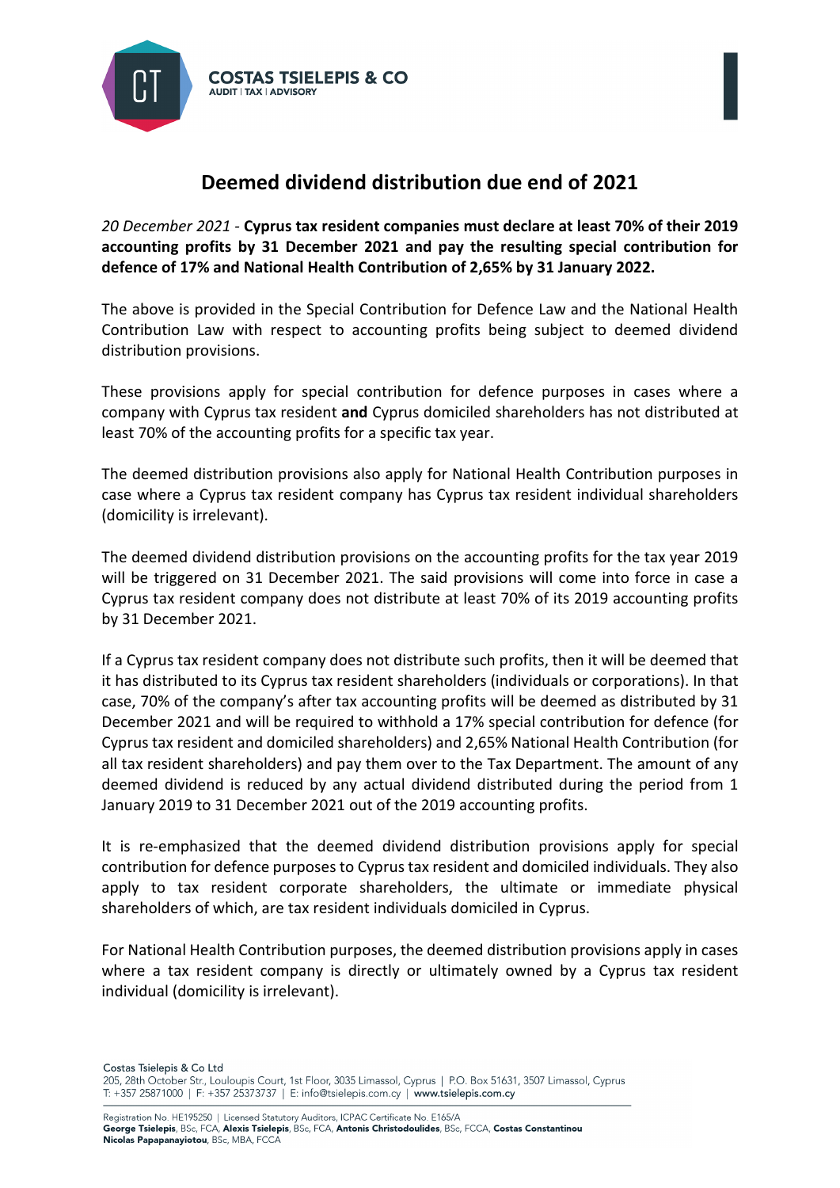# Deemed dividend distribution due end of 2021

*20 December 2021* - **Cyprus tax resident companies must declare at least 70% of their 2019 accounting profits by 31 December 2021 and pay the resulting special contribution for defence of 17% and National Health Contribution of 2,65% by 31 January 2022.**

The above is provided in the Special Contribution for Defence Law and the National Health Contribution Law with respect to accounting profits being subject to deemed dividend distribution provisions.

These provisions apply for special contribution for defence purposes in cases where a company with Cyprus tax resident **and** Cyprus domiciled shareholders has not distributed at least 70% of the accounting profits for a specific tax year.

The deemed distribution provisions also apply for National Health Contribution purposes in case where a Cyprus tax resident company has Cyprus tax resident individual shareholders (domicility is irrelevant).

The deemed dividend distribution provisions on the accounting profits for the tax year 2019 will be triggered on 31 December 2021. The said provisions will come into force in case a Cyprus tax resident company does not distribute at least 70% of its 2019 accounting profits by 31 December 2021.

If a Cyprus tax resident company does not distribute such profits, then it will be deemed that it has distributed to its Cyprus tax resident shareholders (individuals or corporations). In that case, 70% of the company's after tax accounting profits will be deemed as distributed by 31 December 2021 and will be required to withhold a 17% special contribution for defence (for Cyprus tax resident and domiciled shareholders) and 2,65% National Health Contribution (for all tax resident shareholders) and pay them over to the Tax Department. The amount of any deemed dividend is reduced by any actual dividend distributed during the period from 1 January 2019 to 31 December 2021 out of the 2019 accounting profits.

It is re-emphasized that the deemed dividend distribution provisions apply for special contribution for defence purposes to Cyprus tax resident and domiciled individuals. They also apply to tax resident corporate shareholders, the ultimate or immediate physical shareholders of which, are tax resident individuals domiciled in Cyprus.

For National Health Contribution purposes, the deemed distribution provisions apply in cases where a tax resident company is directly or ultimately owned by a Cyprus tax resident individual (domicility is irrelevant).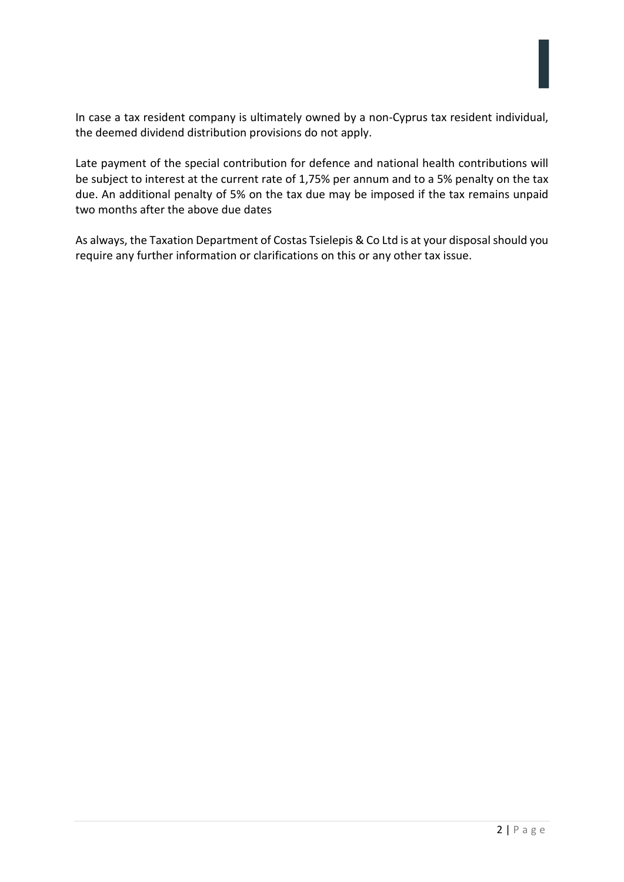In case a tax resident company is ultimately owned by a non-Cyprus tax resident individual, the deemed dividend distribution provisions do not apply.

Late payment of the special contribution for defence and national health contributions will be subject to interest at the current rate of 1,75% per annum and to a 5% penalty on the tax due. An additional penalty of 5% on the tax due may be imposed if the tax remains unpaid two months after the above due dates

As always, the Taxation Department of Costas Tsielepis & Co Ltd is at your disposal should you require any further information or clarifications on this or any other tax issue.